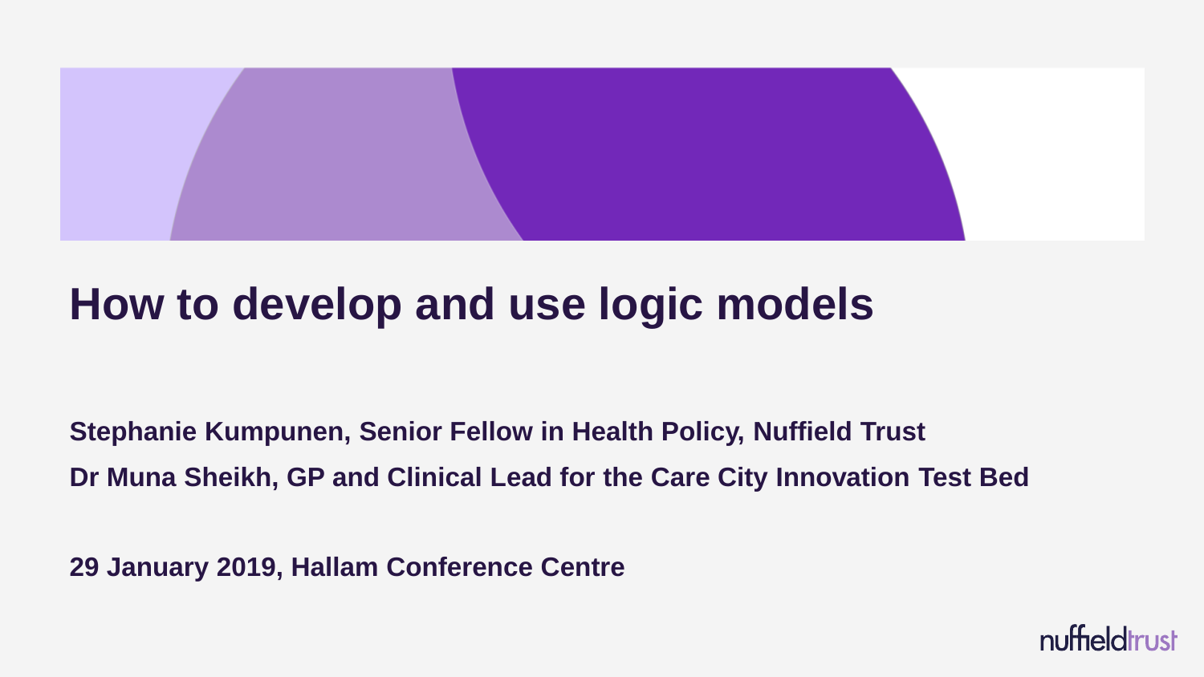# How to develop and use logic models

**Stephanie Kumpunen, Senior Fellow in Health Policy, Nuffield Trust**

**Dr Muna Sheikh, GP and Clinical Lead for the Care City Innovation Test Bed**

**29 January 2019, Hallam Conference Centre**

nuffieldtrust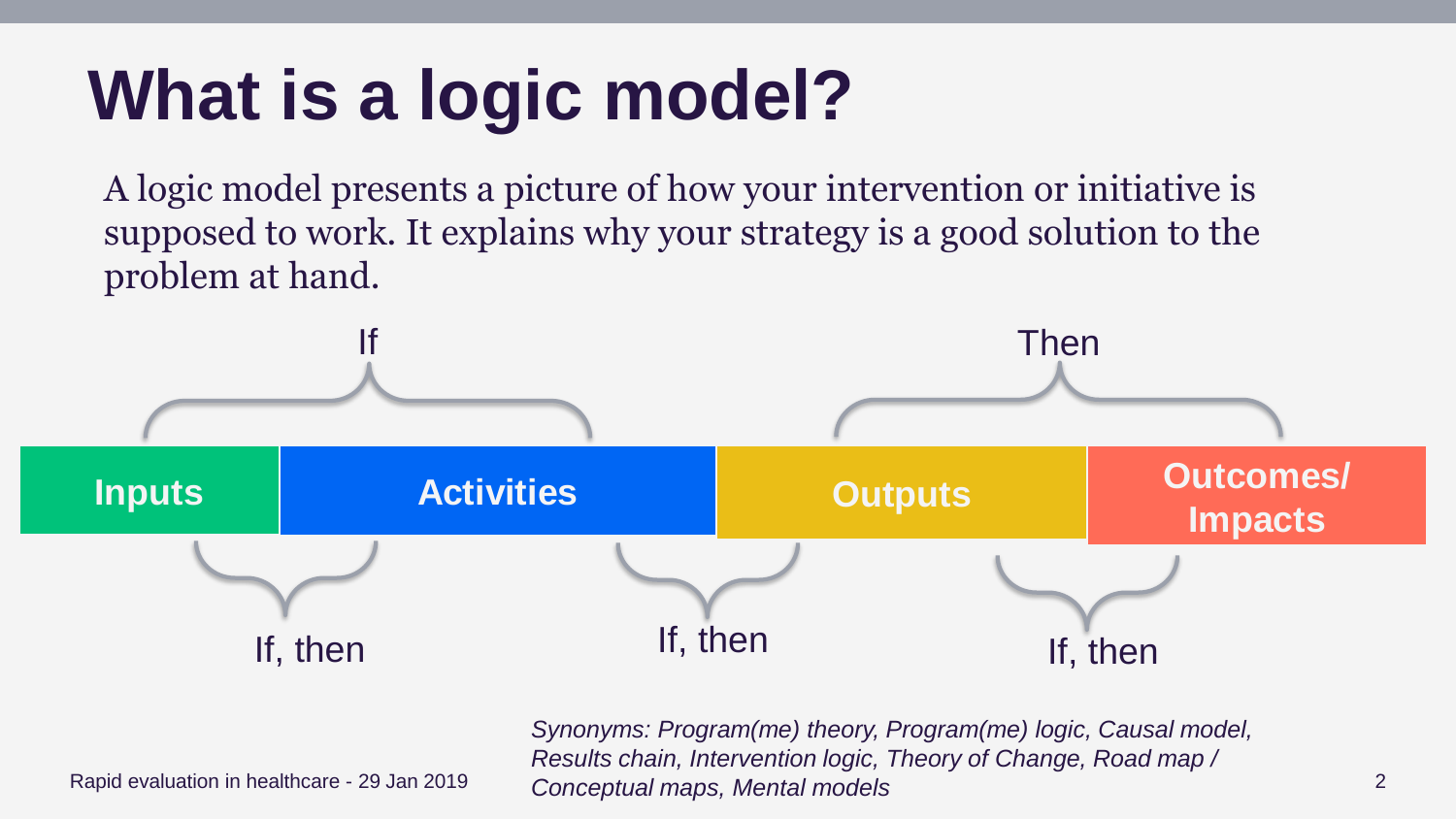# What is a logic model?

A logic model presents a picture of how your intervention or initiative is supposed to work. It explains why your strategy is a good solution to the problem at hand.

If — Then

**Inputs** | **Activities** | **Outputs** | **Outcomes/ Impacts**

If, then — If, then — If, then

*Synonyms: Program(me) theory, Program(me) logic, Causal model, Results chain, Intervention logic, Theory of Change, Road map / Conceptual maps, Mental models*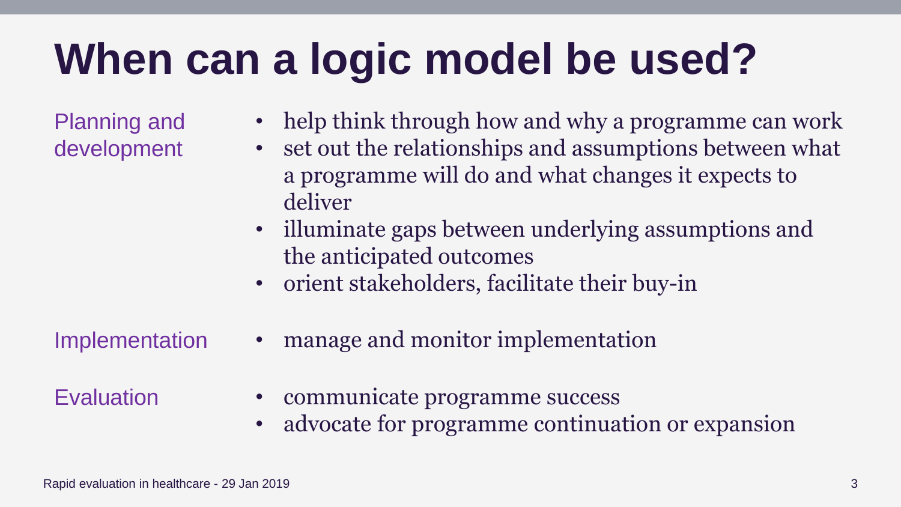# When can a logic model be used?

**Planning and development**

- help think through how and why a programme can work
- set out the relationships and assumptions between what a programme will do and what changes it expects to deliver
- illuminate gaps between underlying assumptions and the anticipated outcomes
- orient stakeholders, facilitate their buy-in

**Implementation**

- manage and monitor implementation

**Evaluation**

- communicate programme success
- advocate for programme continuation or expansion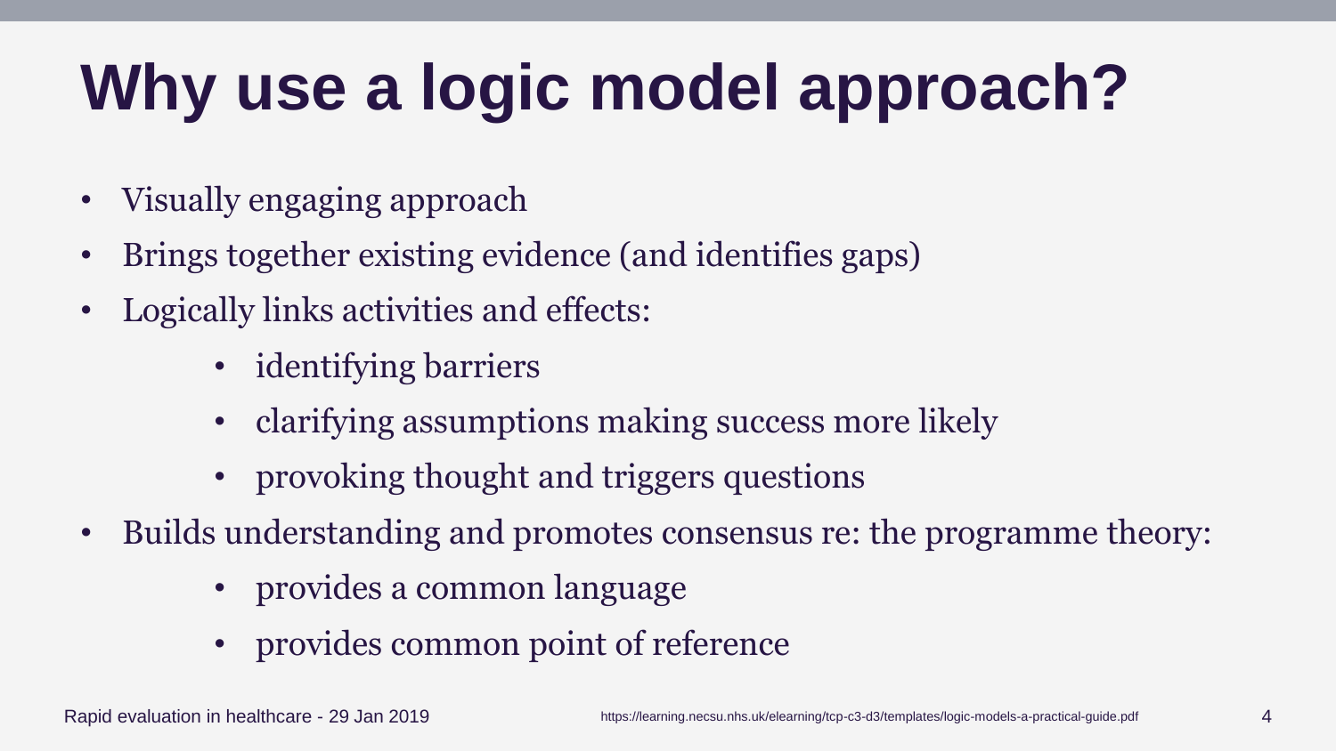# Why use a logic model approach?

- Visually engaging approach
- Brings together existing evidence (and identifies gaps)
- Logically links activities and effects:
  - identifying barriers
  - clarifying assumptions making success more likely
  - provoking thought and triggers questions
- Builds understanding and promotes consensus re: the programme theory:
  - provides a common language
  - provides common point of reference

https://learning.necsu.nhs.uk/elearning/tcp-c3-d3/templates/logic-models-a-practical-guide.pdf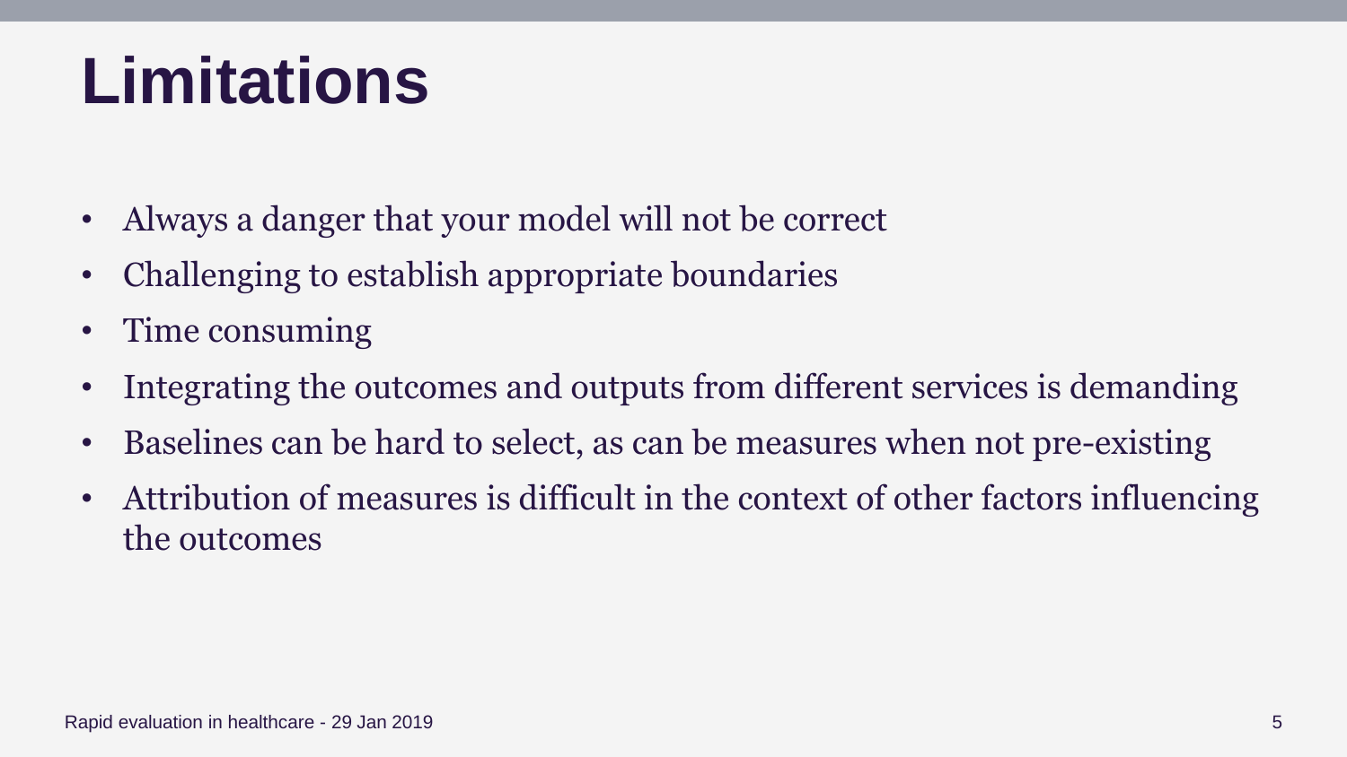# Limitations

- Always a danger that your model will not be correct
- Challenging to establish appropriate boundaries
- Time consuming
- Integrating the outcomes and outputs from different services is demanding
- Baselines can be hard to select, as can be measures when not pre-existing
- Attribution of measures is difficult in the context of other factors influencing the outcomes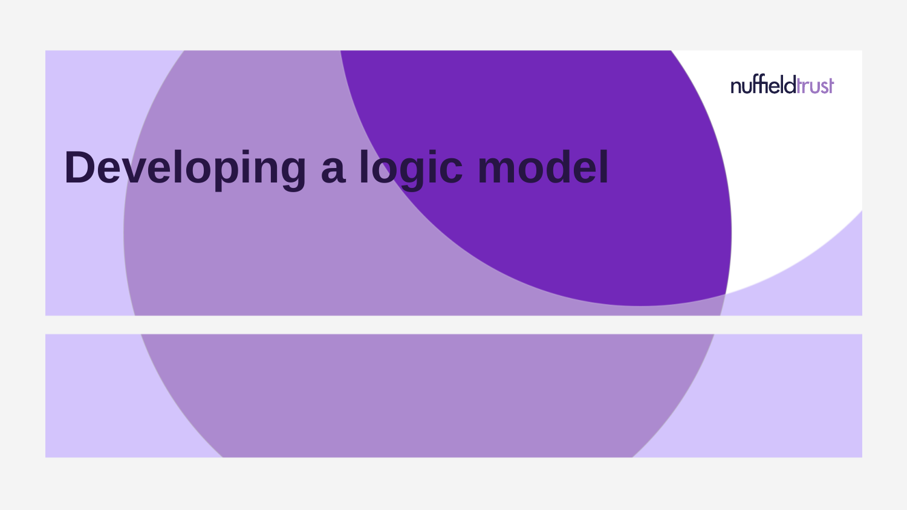# Developing a logic model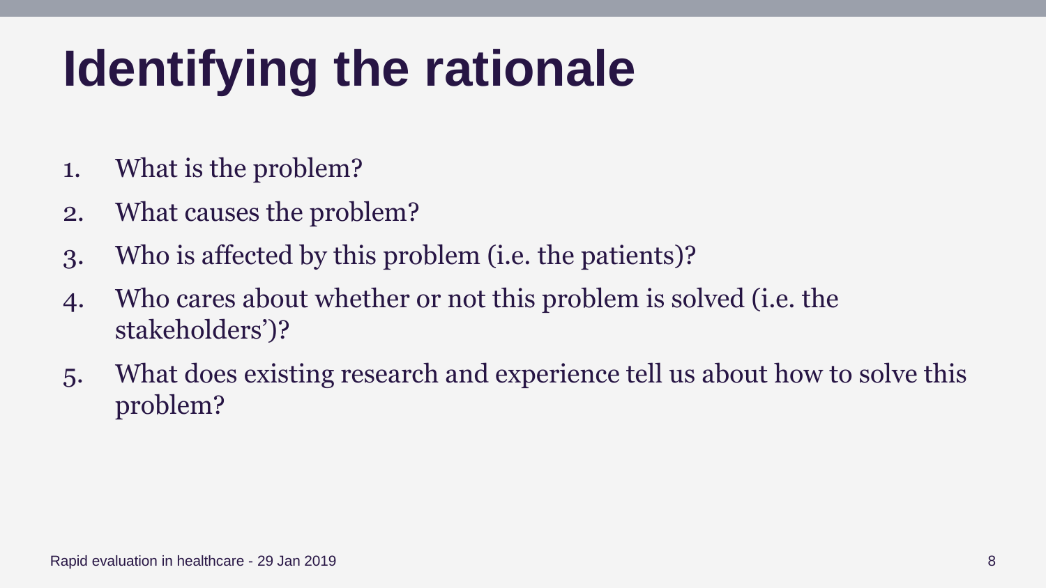# Identifying the rationale

1. What is the problem?
2. What causes the problem?
3. Who is affected by this problem (i.e. the patients)?
4. Who cares about whether or not this problem is solved (i.e. the stakeholders')?
5. What does existing research and experience tell us about how to solve this problem?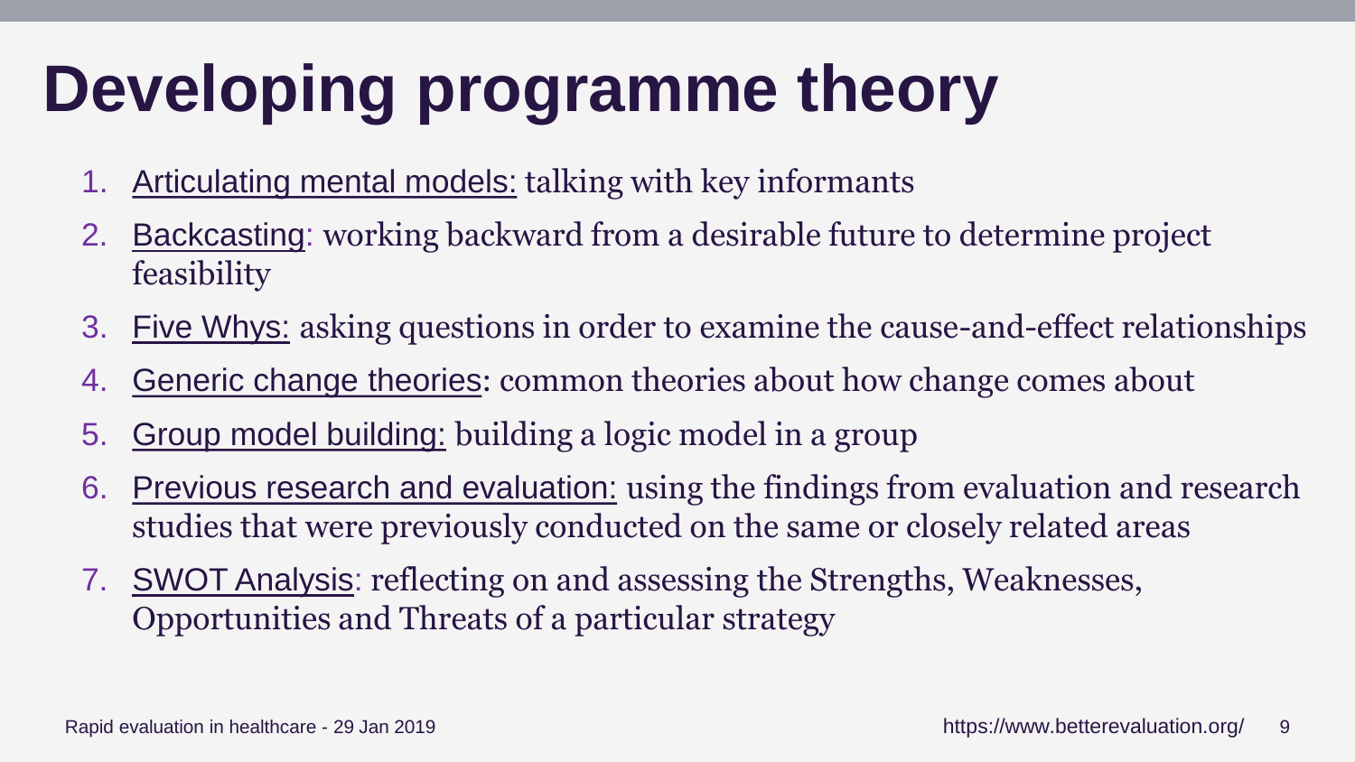# Developing programme theory

1. Articulating mental models: talking with key informants
2. Backcasting: working backward from a desirable future to determine project feasibility
3. Five Whys: asking questions in order to examine the cause-and-effect relationships
4. Generic change theories: common theories about how change comes about
5. Group model building: building a logic model in a group
6. Previous research and evaluation: using the findings from evaluation and research studies that were previously conducted on the same or closely related areas
7. SWOT Analysis: reflecting on and assessing the Strengths, Weaknesses, Opportunities and Threats of a particular strategy

https://www.betterevaluation.org/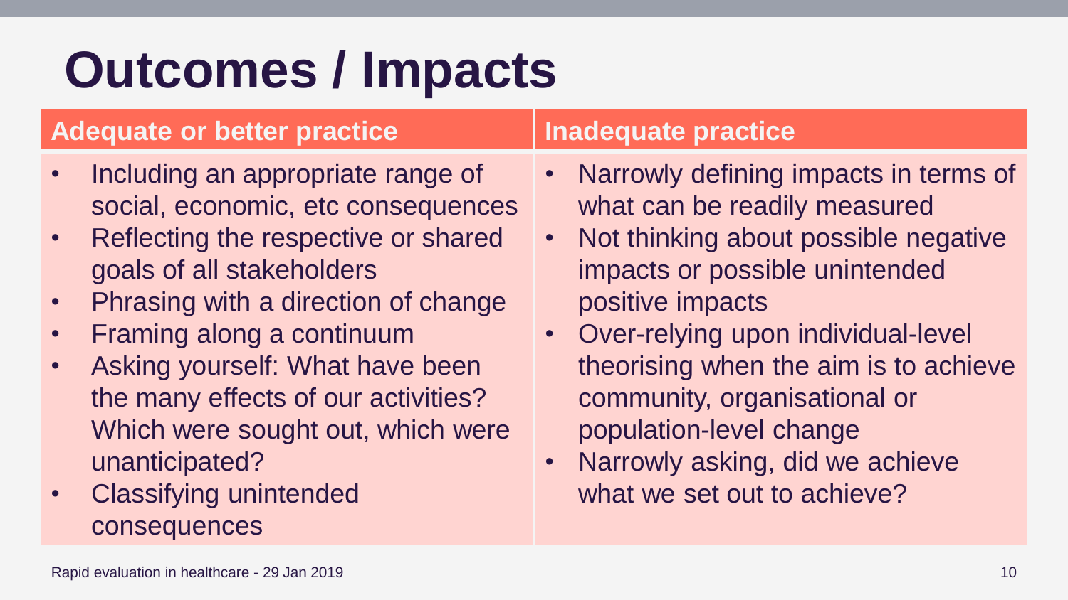# Outcomes / Impacts

| Adequate or better practice | Inadequate practice |
| --- | --- |
| • Including an appropriate range of social, economic, etc consequences<br>• Reflecting the respective or shared goals of all stakeholders<br>• Phrasing with a direction of change<br>• Framing along a continuum<br>• Asking yourself: What have been the many effects of our activities? Which were sought out, which were unanticipated?<br>• Classifying unintended consequences | • Narrowly defining impacts in terms of what can be readily measured<br>• Not thinking about possible negative impacts or possible unintended positive impacts<br>• Over-relying upon individual-level theorising when the aim is to achieve community, organisational or population-level change<br>• Narrowly asking, did we achieve what we set out to achieve? |

Rapid evaluation in healthcare - 29 Jan 2019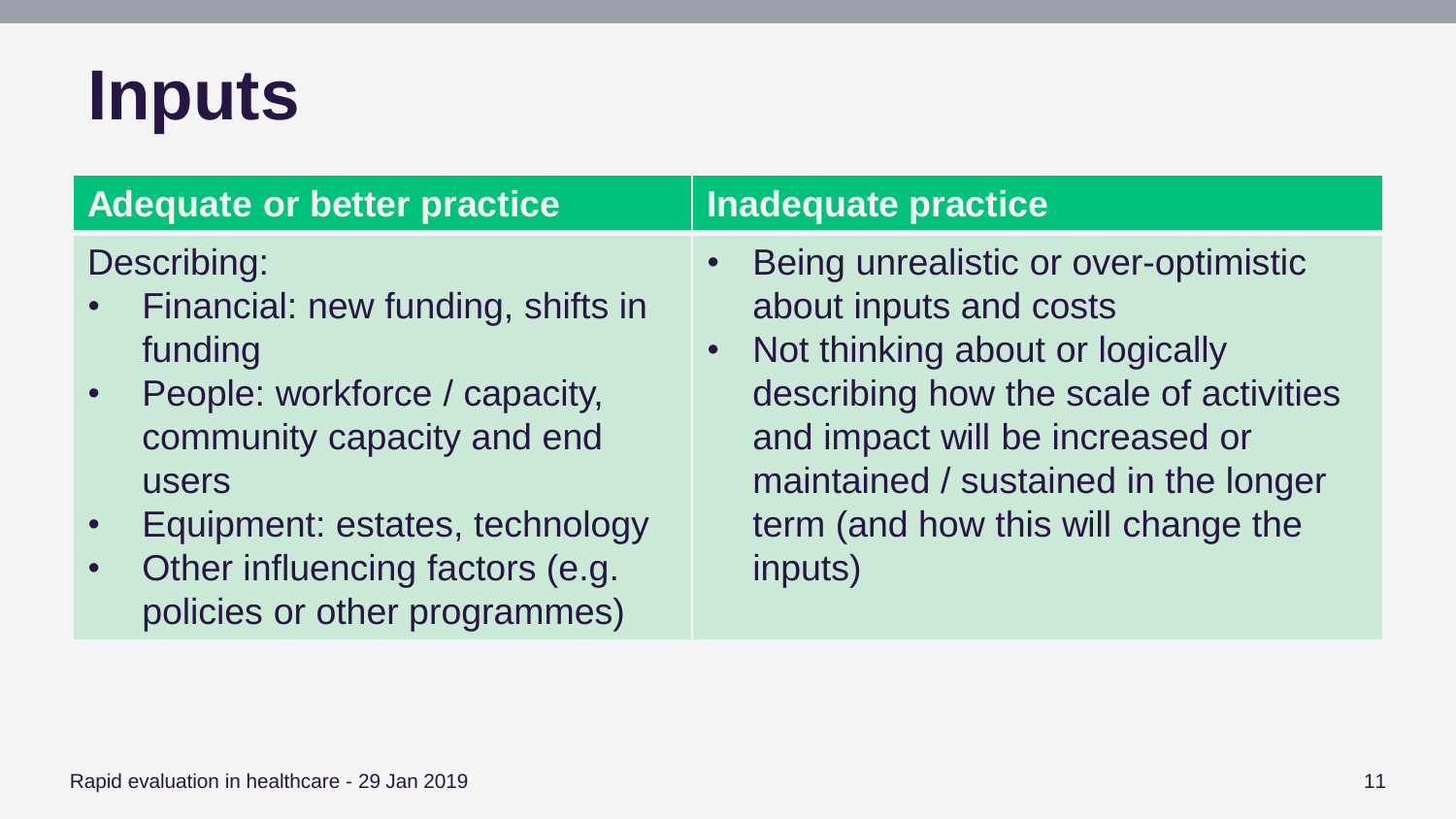# Inputs

| Adequate or better practice | Inadequate practice |
| --- | --- |
| Describing:<br>• Financial: new funding, shifts in funding<br>• People: workforce / capacity, community capacity and end users<br>• Equipment: estates, technology<br>• Other influencing factors (e.g. policies or other programmes) | • Being unrealistic or over-optimistic about inputs and costs<br>• Not thinking about or logically describing how the scale of activities and impact will be increased or maintained / sustained in the longer term (and how this will change the inputs) |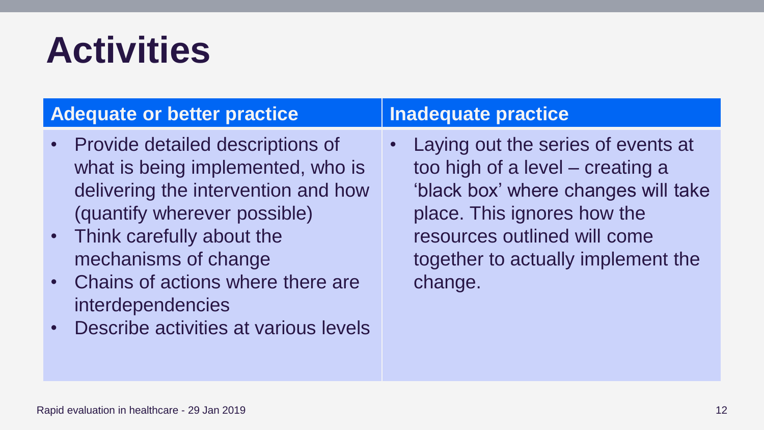# Activities

| Adequate or better practice | Inadequate practice |
| --- | --- |
| • Provide detailed descriptions of what is being implemented, who is delivering the intervention and how (quantify wherever possible)<br>• Think carefully about the mechanisms of change<br>• Chains of actions where there are interdependencies<br>• Describe activities at various levels | • Laying out the series of events at too high of a level – creating a 'black box' where changes will take place. This ignores how the resources outlined will come together to actually implement the change. |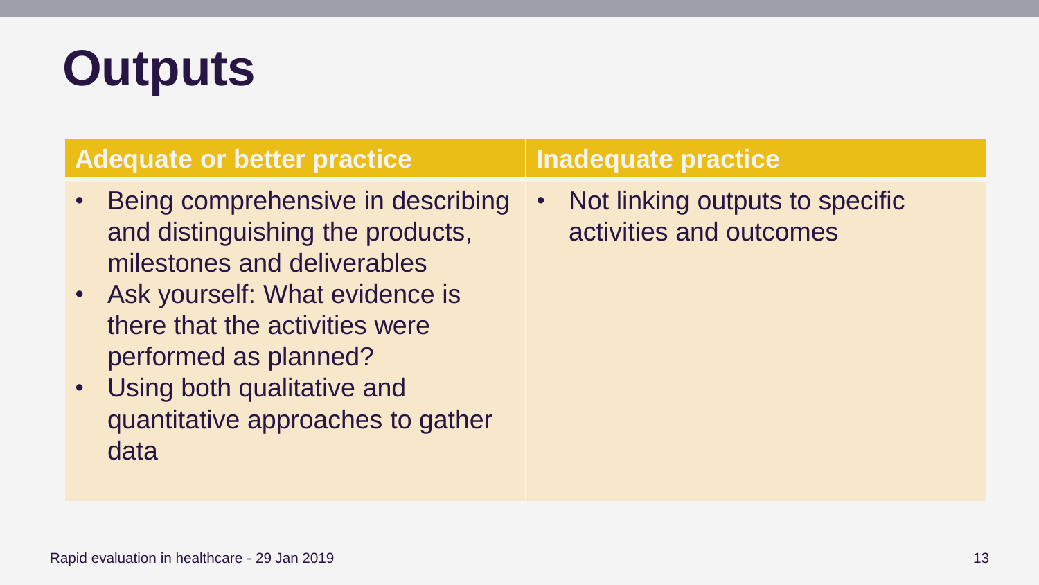# Outputs

| Adequate or better practice | Inadequate practice |
| --- | --- |
| • Being comprehensive in describing and distinguishing the products, milestones and deliverables<br>• Ask yourself: What evidence is there that the activities were performed as planned?<br>• Using both qualitative and quantitative approaches to gather data | • Not linking outputs to specific activities and outcomes |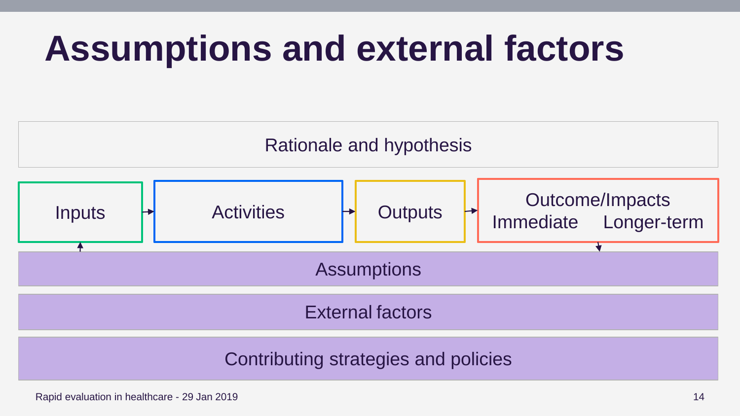# Assumptions and external factors

Rationale and hypothesis

Inputs → Activities → Outputs → Outcome/Impacts (Immediate, Longer-term)

Assumptions

External factors

Contributing strategies and policies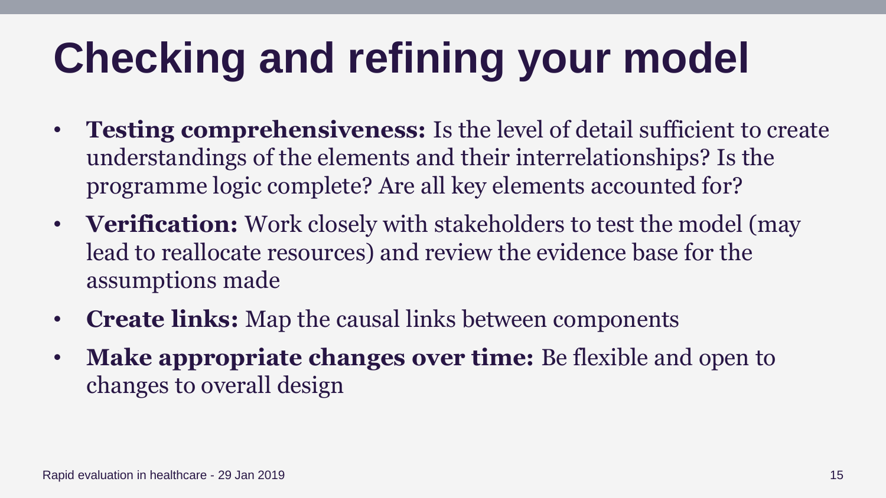# Checking and refining your model

- **Testing comprehensiveness:** Is the level of detail sufficient to create understandings of the elements and their interrelationships? Is the programme logic complete? Are all key elements accounted for?
- **Verification:** Work closely with stakeholders to test the model (may lead to reallocate resources) and review the evidence base for the assumptions made
- **Create links:** Map the causal links between components
- **Make appropriate changes over time:** Be flexible and open to changes to overall design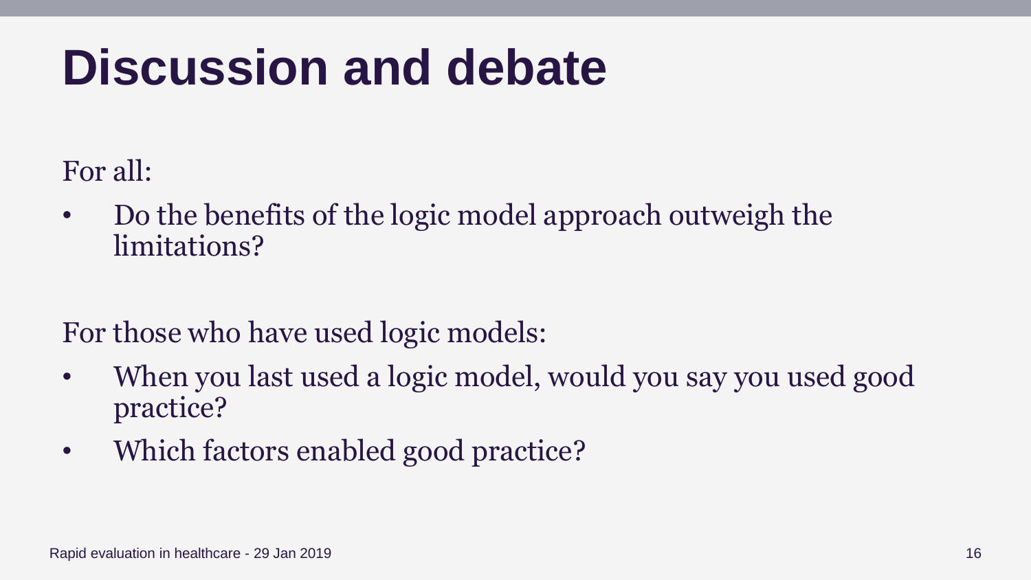# Discussion and debate

For all:

- Do the benefits of the logic model approach outweigh the limitations?

For those who have used logic models:

- When you last used a logic model, would you say you used good practice?
- Which factors enabled good practice?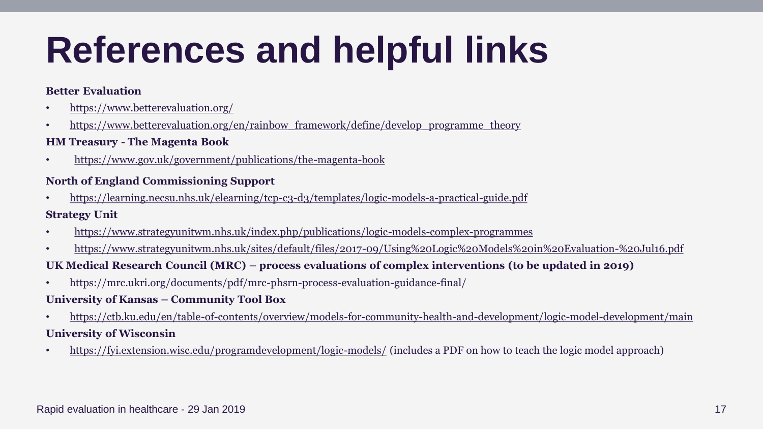# References and helpful links

**Better Evaluation**

- https://www.betterevaluation.org/
- https://www.betterevaluation.org/en/rainbow_framework/define/develop_programme_theory

**HM Treasury - The Magenta Book**

- https://www.gov.uk/government/publications/the-magenta-book

**North of England Commissioning Support**

- https://learning.necsu.nhs.uk/elearning/tcp-c3-d3/templates/logic-models-a-practical-guide.pdf

**Strategy Unit**

- https://www.strategyunitwm.nhs.uk/index.php/publications/logic-models-complex-programmes
- https://www.strategyunitwm.nhs.uk/sites/default/files/2017-09/Using%20Logic%20Models%20in%20Evaluation-%20Jul16.pdf

**UK Medical Research Council (MRC) – process evaluations of complex interventions (to be updated in 2019)**

- https://mrc.ukri.org/documents/pdf/mrc-phsrn-process-evaluation-guidance-final/

**University of Kansas – Community Tool Box**

- https://ctb.ku.edu/en/table-of-contents/overview/models-for-community-health-and-development/logic-model-development/main

**University of Wisconsin**

- https://fyi.extension.wisc.edu/programdevelopment/logic-models/ (includes a PDF on how to teach the logic model approach)